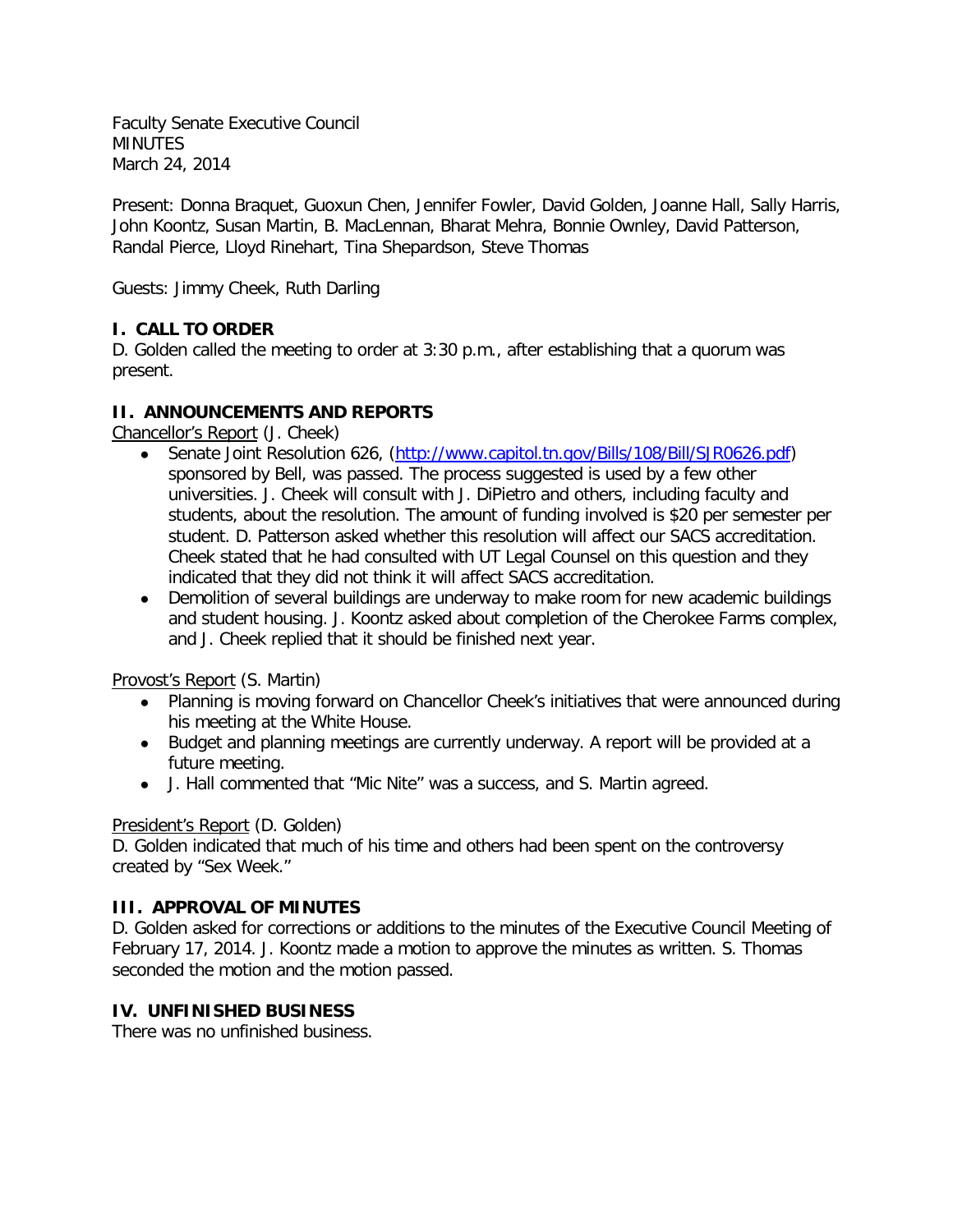Faculty Senate Executive Council
MINUTES
March 24, 2014

Present: Donna Braquet, Guoxun Chen, Jennifer Fowler, David Golden, Joanne Hall, Sally Harris, John Koontz, Susan Martin, B. MacLennan, Bharat Mehra, Bonnie Ownley, David Patterson, Randal Pierce, Lloyd Rinehart, Tina Shepardson, Steve Thomas

Guests: Jimmy Cheek, Ruth Darling

## I. CALL TO ORDER

D. Golden called the meeting to order at 3:30 p.m., after establishing that a quorum was present.

## II. ANNOUNCEMENTS AND REPORTS

Chancellor's Report (J. Cheek)

- Senate Joint Resolution 626, (http://www.capitol.tn.gov/Bills/108/Bill/SJR0626.pdf) sponsored by Bell, was passed. The process suggested is used by a few other universities. J. Cheek will consult with J. DiPietro and others, including faculty and students, about the resolution. The amount of funding involved is $20 per semester per student. D. Patterson asked whether this resolution will affect our SACS accreditation. Cheek stated that he had consulted with UT Legal Counsel on this question and they indicated that they did not think it will affect SACS accreditation.
- Demolition of several buildings are underway to make room for new academic buildings and student housing. J. Koontz asked about completion of the Cherokee Farms complex, and J. Cheek replied that it should be finished next year.

Provost's Report (S. Martin)

- Planning is moving forward on Chancellor Cheek's initiatives that were announced during his meeting at the White House.
- Budget and planning meetings are currently underway. A report will be provided at a future meeting.
- J. Hall commented that "Mic Nite" was a success, and S. Martin agreed.

President's Report (D. Golden)

D. Golden indicated that much of his time and others had been spent on the controversy created by "Sex Week."

## III. APPROVAL OF MINUTES

D. Golden asked for corrections or additions to the minutes of the Executive Council Meeting of February 17, 2014. J. Koontz made a motion to approve the minutes as written. S. Thomas seconded the motion and the motion passed.

## IV. UNFINISHED BUSINESS

There was no unfinished business.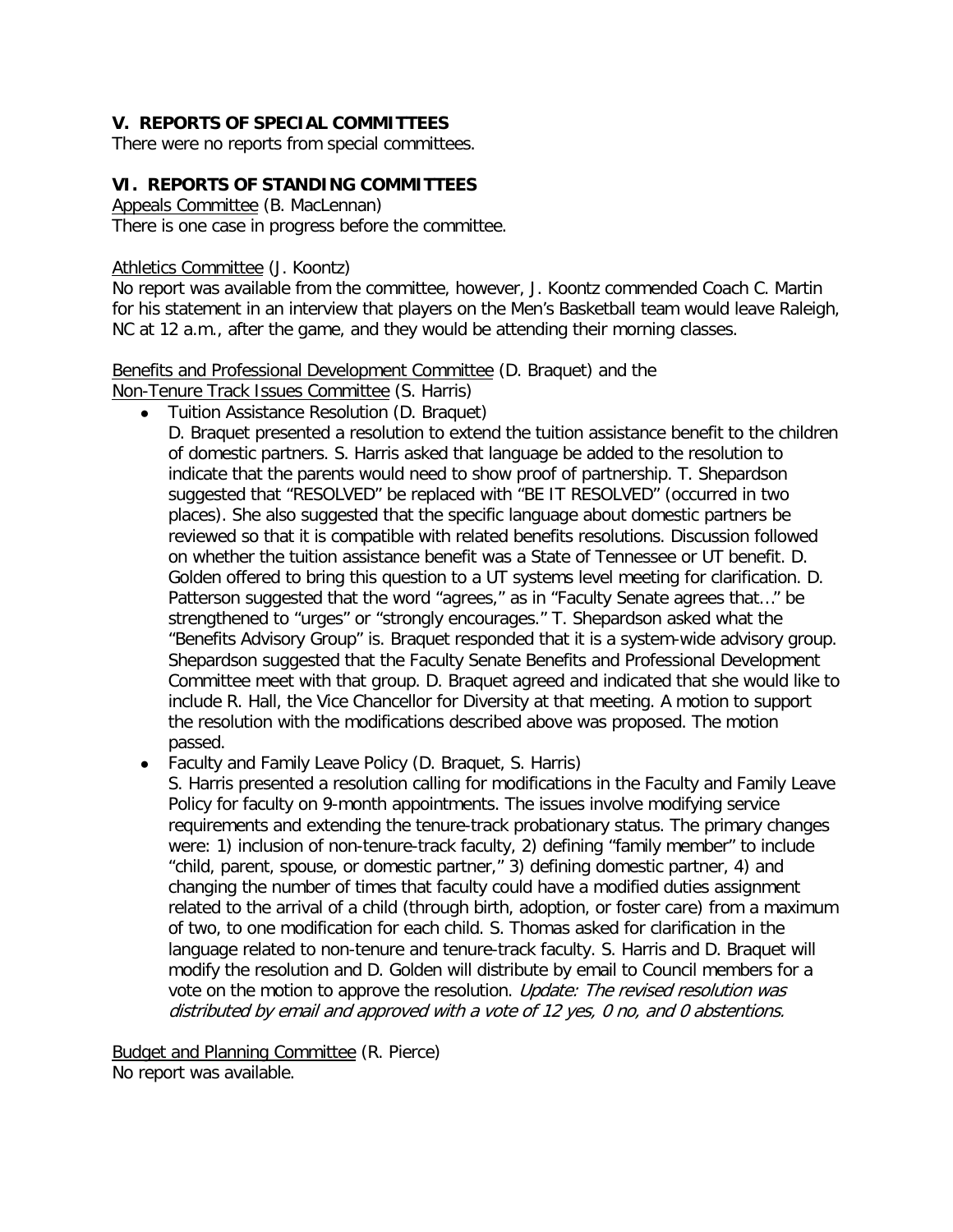## V. REPORTS OF SPECIAL COMMITTEES

There were no reports from special committees.

## VI. REPORTS OF STANDING COMMITTEES

Appeals Committee (B. MacLennan)
There is one case in progress before the committee.

Athletics Committee (J. Koontz)
No report was available from the committee, however, J. Koontz commended Coach C. Martin for his statement in an interview that players on the Men's Basketball team would leave Raleigh, NC at 12 a.m., after the game, and they would be attending their morning classes.

Benefits and Professional Development Committee (D. Braquet) and the
Non-Tenure Track Issues Committee (S. Harris)

- Tuition Assistance Resolution (D. Braquet)
  D. Braquet presented a resolution to extend the tuition assistance benefit to the children of domestic partners. S. Harris asked that language be added to the resolution to indicate that the parents would need to show proof of partnership. T. Shepardson suggested that "RESOLVED" be replaced with "BE IT RESOLVED" (occurred in two places). She also suggested that the specific language about domestic partners be reviewed so that it is compatible with related benefits resolutions. Discussion followed on whether the tuition assistance benefit was a State of Tennessee or UT benefit. D. Golden offered to bring this question to a UT systems level meeting for clarification. D. Patterson suggested that the word "agrees," as in "Faculty Senate agrees that…" be strengthened to "urges" or "strongly encourages." T. Shepardson asked what the "Benefits Advisory Group" is. Braquet responded that it is a system-wide advisory group. Shepardson suggested that the Faculty Senate Benefits and Professional Development Committee meet with that group. D. Braquet agreed and indicated that she would like to include R. Hall, the Vice Chancellor for Diversity at that meeting. A motion to support the resolution with the modifications described above was proposed. The motion passed.
- Faculty and Family Leave Policy (D. Braquet, S. Harris)
  S. Harris presented a resolution calling for modifications in the Faculty and Family Leave Policy for faculty on 9-month appointments. The issues involve modifying service requirements and extending the tenure-track probationary status. The primary changes were: 1) inclusion of non-tenure-track faculty, 2) defining "family member" to include "child, parent, spouse, or domestic partner," 3) defining domestic partner, 4) and changing the number of times that faculty could have a modified duties assignment related to the arrival of a child (through birth, adoption, or foster care) from a maximum of two, to one modification for each child. S. Thomas asked for clarification in the language related to non-tenure and tenure-track faculty. S. Harris and D. Braquet will modify the resolution and D. Golden will distribute by email to Council members for a vote on the motion to approve the resolution. *Update: The revised resolution was distributed by email and approved with a vote of 12 yes, 0 no, and 0 abstentions.*

Budget and Planning Committee (R. Pierce)
No report was available.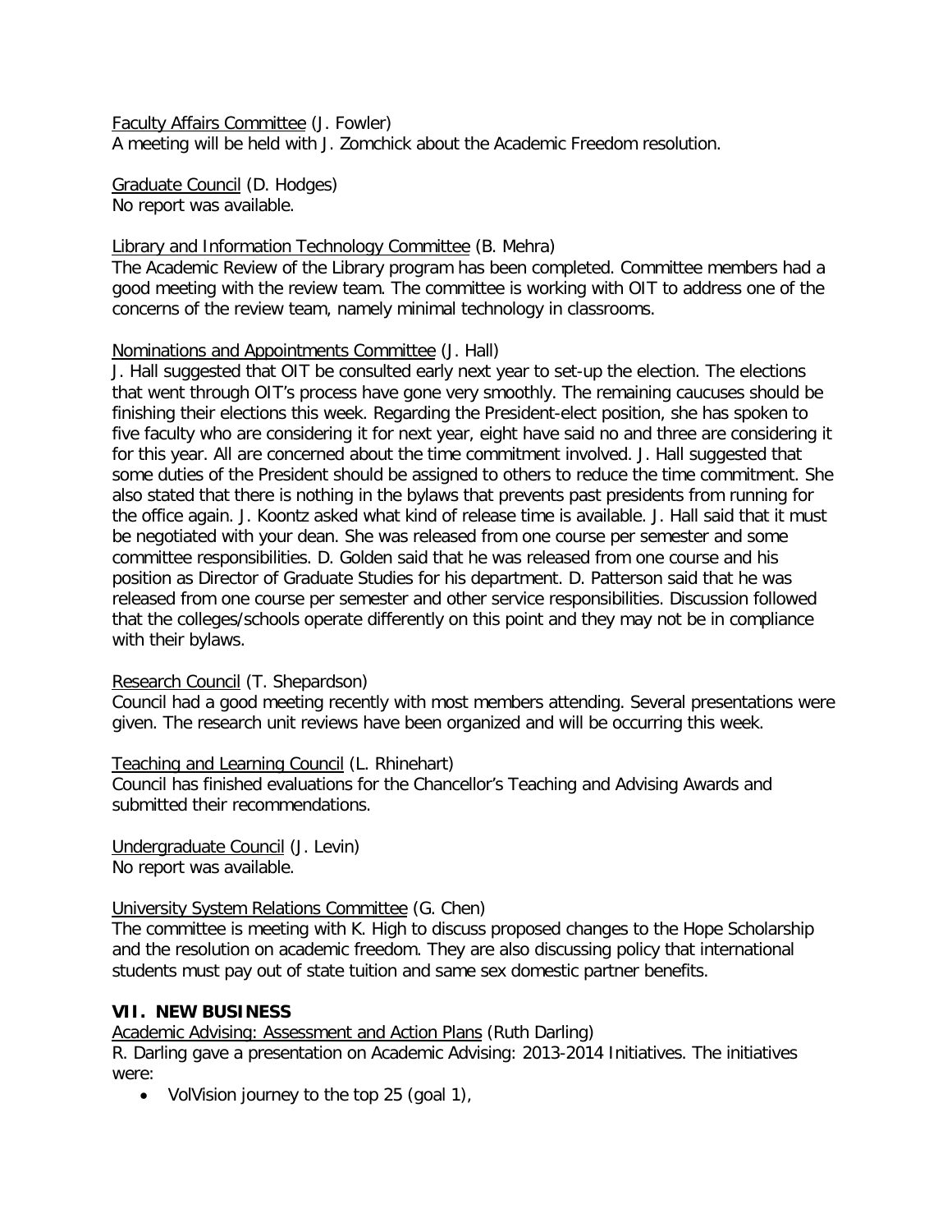Faculty Affairs Committee (J. Fowler)
A meeting will be held with J. Zomchick about the Academic Freedom resolution.

Graduate Council (D. Hodges)
No report was available.

Library and Information Technology Committee (B. Mehra)
The Academic Review of the Library program has been completed. Committee members had a good meeting with the review team. The committee is working with OIT to address one of the concerns of the review team, namely minimal technology in classrooms.

Nominations and Appointments Committee (J. Hall)
J. Hall suggested that OIT be consulted early next year to set-up the election. The elections that went through OIT's process have gone very smoothly. The remaining caucuses should be finishing their elections this week. Regarding the President-elect position, she has spoken to five faculty who are considering it for next year, eight have said no and three are considering it for this year. All are concerned about the time commitment involved. J. Hall suggested that some duties of the President should be assigned to others to reduce the time commitment. She also stated that there is nothing in the bylaws that prevents past presidents from running for the office again. J. Koontz asked what kind of release time is available. J. Hall said that it must be negotiated with your dean. She was released from one course per semester and some committee responsibilities. D. Golden said that he was released from one course and his position as Director of Graduate Studies for his department. D. Patterson said that he was released from one course per semester and other service responsibilities. Discussion followed that the colleges/schools operate differently on this point and they may not be in compliance with their bylaws.

Research Council (T. Shepardson)
Council had a good meeting recently with most members attending. Several presentations were given. The research unit reviews have been organized and will be occurring this week.

Teaching and Learning Council (L. Rhinehart)
Council has finished evaluations for the Chancellor's Teaching and Advising Awards and submitted their recommendations.

Undergraduate Council (J. Levin)
No report was available.

University System Relations Committee (G. Chen)
The committee is meeting with K. High to discuss proposed changes to the Hope Scholarship and the resolution on academic freedom. They are also discussing policy that international students must pay out of state tuition and same sex domestic partner benefits.

## VII. NEW BUSINESS

Academic Advising: Assessment and Action Plans (Ruth Darling)
R. Darling gave a presentation on Academic Advising: 2013-2014 Initiatives. The initiatives were:

- VolVision journey to the top 25 (goal 1),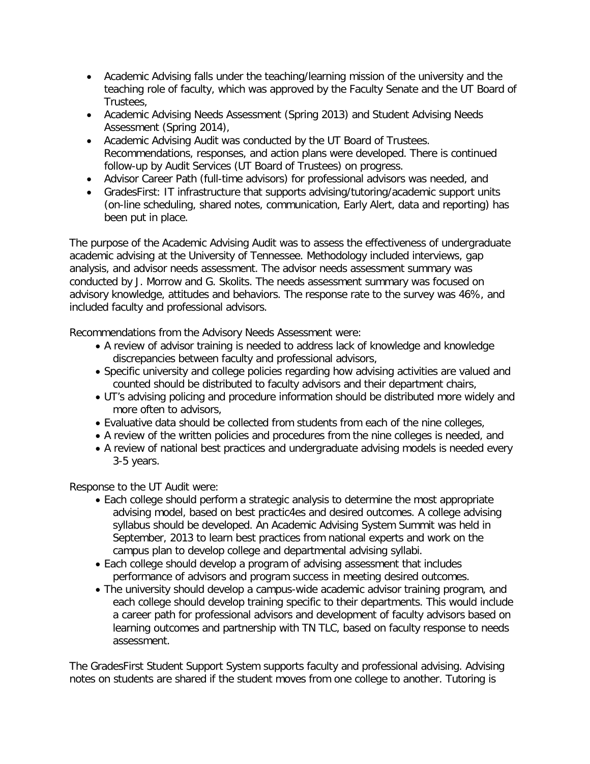- Academic Advising falls under the teaching/learning mission of the university and the teaching role of faculty, which was approved by the Faculty Senate and the UT Board of Trustees,
- Academic Advising Needs Assessment (Spring 2013) and Student Advising Needs Assessment (Spring 2014),
- Academic Advising Audit was conducted by the UT Board of Trustees. Recommendations, responses, and action plans were developed. There is continued follow-up by Audit Services (UT Board of Trustees) on progress.
- Advisor Career Path (full-time advisors) for professional advisors was needed, and
- GradesFirst: IT infrastructure that supports advising/tutoring/academic support units (on-line scheduling, shared notes, communication, Early Alert, data and reporting) has been put in place.

The purpose of the Academic Advising Audit was to assess the effectiveness of undergraduate academic advising at the University of Tennessee. Methodology included interviews, gap analysis, and advisor needs assessment. The advisor needs assessment summary was conducted by J. Morrow and G. Skolits. The needs assessment summary was focused on advisory knowledge, attitudes and behaviors. The response rate to the survey was 46%, and included faculty and professional advisors.

Recommendations from the Advisory Needs Assessment were:

- A review of advisor training is needed to address lack of knowledge and knowledge discrepancies between faculty and professional advisors,
- Specific university and college policies regarding how advising activities are valued and counted should be distributed to faculty advisors and their department chairs,
- UT's advising policing and procedure information should be distributed more widely and more often to advisors,
- Evaluative data should be collected from students from each of the nine colleges,
- A review of the written policies and procedures from the nine colleges is needed, and
- A review of national best practices and undergraduate advising models is needed every 3-5 years.

Response to the UT Audit were:

- Each college should perform a strategic analysis to determine the most appropriate advising model, based on best practic4es and desired outcomes. A college advising syllabus should be developed. An Academic Advising System Summit was held in September, 2013 to learn best practices from national experts and work on the campus plan to develop college and departmental advising syllabi.
- Each college should develop a program of advising assessment that includes performance of advisors and program success in meeting desired outcomes.
- The university should develop a campus-wide academic advisor training program, and each college should develop training specific to their departments. This would include a career path for professional advisors and development of faculty advisors based on learning outcomes and partnership with TN TLC, based on faculty response to needs assessment.

The GradesFirst Student Support System supports faculty and professional advising. Advising notes on students are shared if the student moves from one college to another. Tutoring is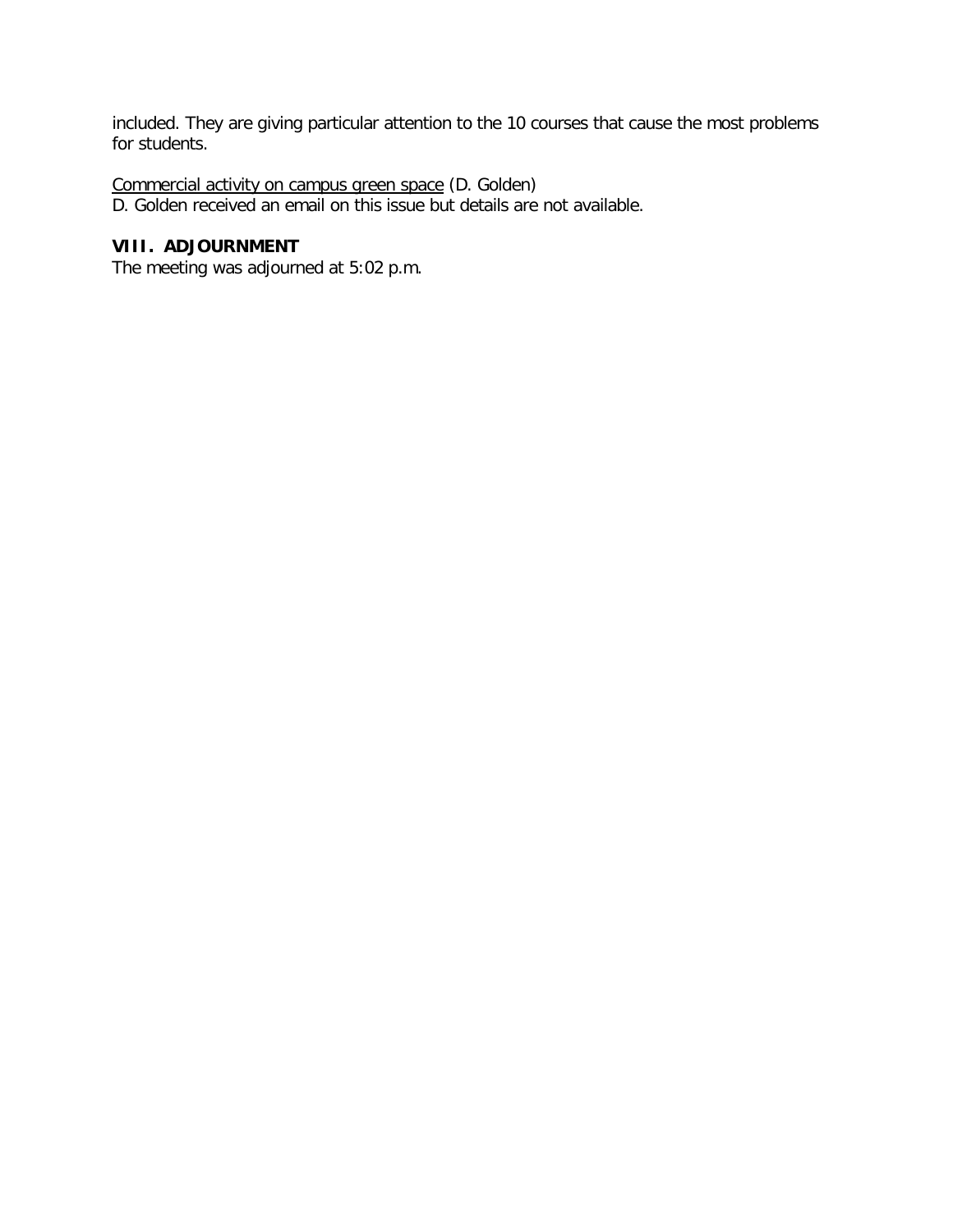included. They are giving particular attention to the 10 courses that cause the most problems for students.

<u>Commercial activity on campus green space</u> (D. Golden)
D. Golden received an email on this issue but details are not available.

## VIII. ADJOURNMENT

The meeting was adjourned at 5:02 p.m.